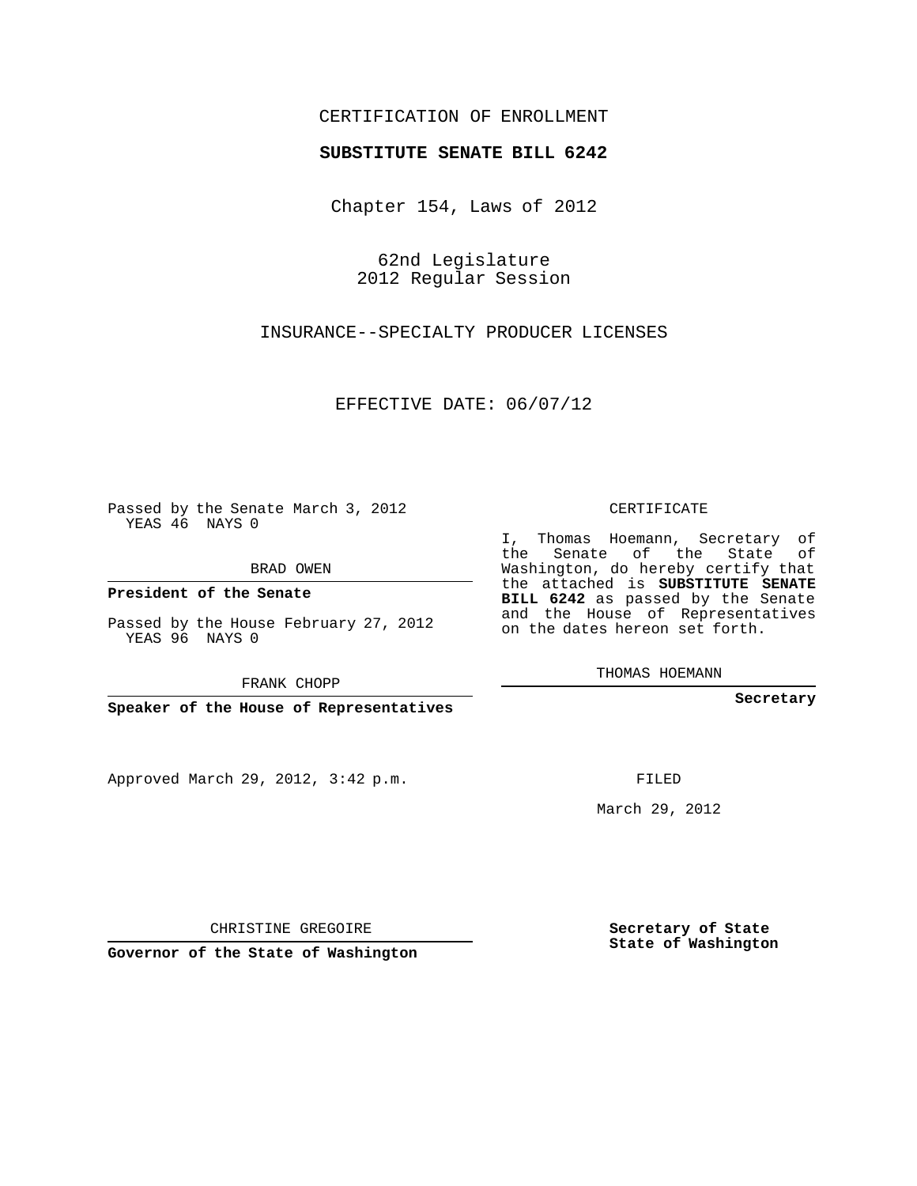CERTIFICATION OF ENROLLMENT

**SUBSTITUTE SENATE BILL 6242**

Chapter 154, Laws of 2012

62nd Legislature
2012 Regular Session

INSURANCE--SPECIALTY PRODUCER LICENSES

EFFECTIVE DATE: 06/07/12

Passed by the Senate March 3, 2012
YEAS 46 NAYS 0

BRAD OWEN

**President of the Senate**

Passed by the House February 27, 2012
YEAS 96 NAYS 0

FRANK CHOPP

**Speaker of the House of Representatives**

CERTIFICATE

I, Thomas Hoemann, Secretary of the Senate of the State of Washington, do hereby certify that the attached is **SUBSTITUTE SENATE BILL 6242** as passed by the Senate and the House of Representatives on the dates hereon set forth.

THOMAS HOEMANN

**Secretary**

Approved March 29, 2012, 3:42 p.m.

FILED

March 29, 2012

CHRISTINE GREGOIRE

**Governor of the State of Washington**

**Secretary of State**
**State of Washington**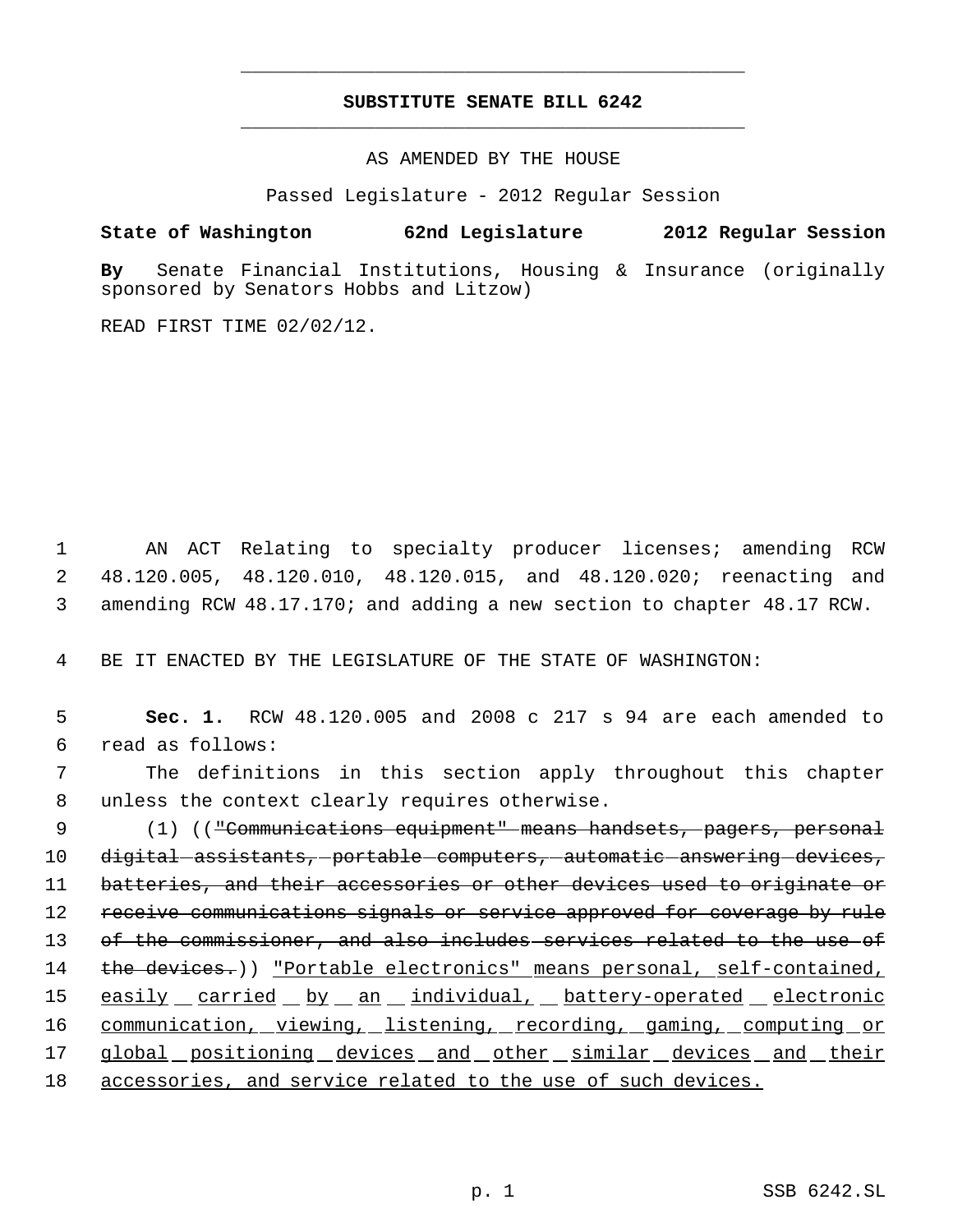# SUBSTITUTE SENATE BILL 6242

AS AMENDED BY THE HOUSE

Passed Legislature - 2012 Regular Session

**State of Washington 62nd Legislature 2012 Regular Session**

**By** Senate Financial Institutions, Housing & Insurance (originally sponsored by Senators Hobbs and Litzow)

READ FIRST TIME 02/02/12.

1 AN ACT Relating to specialty producer licenses; amending RCW 2 48.120.005, 48.120.010, 48.120.015, and 48.120.020; reenacting and 3 amending RCW 48.17.170; and adding a new section to chapter 48.17 RCW.

4 BE IT ENACTED BY THE LEGISLATURE OF THE STATE OF WASHINGTON:

5 **Sec. 1.** RCW 48.120.005 and 2008 c 217 s 94 are each amended to 6 read as follows:

7 The definitions in this section apply throughout this chapter 8 unless the context clearly requires otherwise.

9 (1) (("Communications equipment" means handsets, pagers, personal 10 digital assistants, portable computers, automatic answering devices, 11 batteries, and their accessories or other devices used to originate or 12 receive communications signals or service approved for coverage by rule 13 of the commissioner, and also includes services related to the use of 14 the devices.)) "Portable electronics" means personal, self-contained, 15 easily carried by an individual, battery-operated electronic 16 communication, viewing, listening, recording, gaming, computing or 17 global positioning devices and other similar devices and their 18 accessories, and service related to the use of such devices.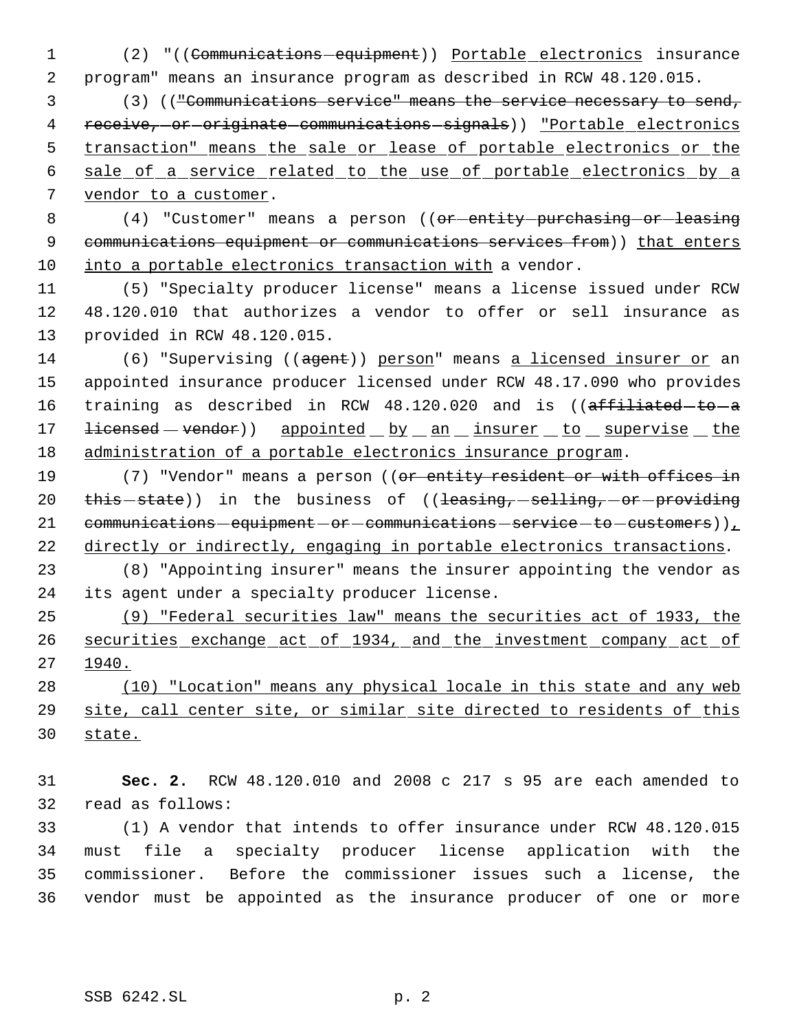(2) "((~~Communications equipment~~)) <u>Portable electronics</u> insurance program" means an insurance program as described in RCW 48.120.015.

(3) ((~~"Communications service" means the service necessary to send, receive, or originate communications signals~~)) <u>"Portable electronics transaction" means the sale or lease of portable electronics or the sale of a service related to the use of portable electronics by a vendor to a customer</u>.

(4) "Customer" means a person ((~~or entity purchasing or leasing communications equipment or communications services from~~)) <u>that enters into a portable electronics transaction with</u> a vendor.

(5) "Specialty producer license" means a license issued under RCW 48.120.010 that authorizes a vendor to offer or sell insurance as provided in RCW 48.120.015.

(6) "Supervising ((~~agent~~)) <u>person</u>" means <u>a licensed insurer or</u> an appointed insurance producer licensed under RCW 48.17.090 who provides training as described in RCW 48.120.020 and is ((~~affiliated to a licensed vendor~~)) <u>appointed by an insurer to supervise the administration of a portable electronics insurance program</u>.

(7) "Vendor" means a person ((~~or entity resident or with offices in this state~~)) in the business of ((~~leasing, selling, or providing communications equipment or communications service to customers~~))<u>, directly or indirectly, engaging in portable electronics transactions</u>.

(8) "Appointing insurer" means the insurer appointing the vendor as its agent under a specialty producer license.

<u>(9) "Federal securities law" means the securities act of 1933, the securities exchange act of 1934, and the investment company act of 1940.</u>

<u>(10) "Location" means any physical locale in this state and any web site, call center site, or similar site directed to residents of this state.</u>

**Sec. 2.** RCW 48.120.010 and 2008 c 217 s 95 are each amended to read as follows:

(1) A vendor that intends to offer insurance under RCW 48.120.015 must file a specialty producer license application with the commissioner. Before the commissioner issues such a license, the vendor must be appointed as the insurance producer of one or more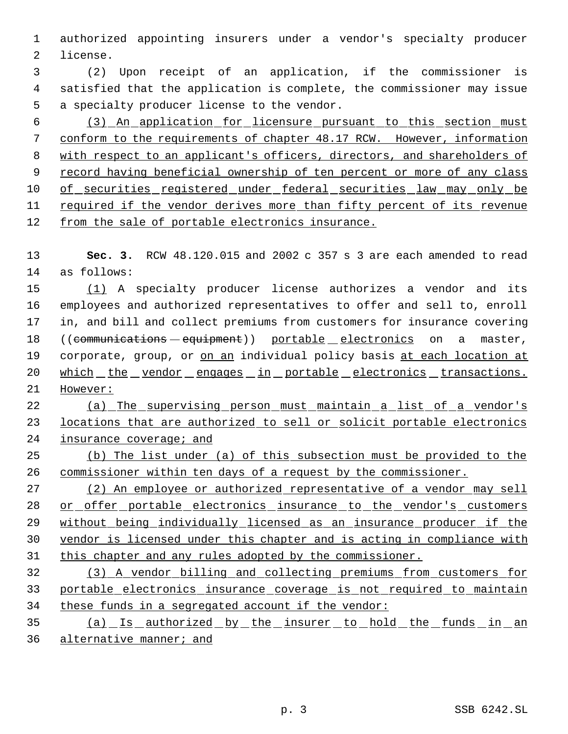authorized appointing insurers under a vendor's specialty producer license.

(2) Upon receipt of an application, if the commissioner is satisfied that the application is complete, the commissioner may issue a specialty producer license to the vendor.

(3) An application for licensure pursuant to this section must conform to the requirements of chapter 48.17 RCW. However, information with respect to an applicant's officers, directors, and shareholders of record having beneficial ownership of ten percent or more of any class of securities registered under federal securities law may only be required if the vendor derives more than fifty percent of its revenue from the sale of portable electronics insurance.

**Sec. 3.** RCW 48.120.015 and 2002 c 357 s 3 are each amended to read as follows:

(1) A specialty producer license authorizes a vendor and its employees and authorized representatives to offer and sell to, enroll in, and bill and collect premiums from customers for insurance covering ((~~communications equipment~~)) portable electronics on a master, corporate, group, or on an individual policy basis at each location at which the vendor engages in portable electronics transactions. However:

(a) The supervising person must maintain a list of a vendor's locations that are authorized to sell or solicit portable electronics insurance coverage; and

(b) The list under (a) of this subsection must be provided to the commissioner within ten days of a request by the commissioner.

(2) An employee or authorized representative of a vendor may sell or offer portable electronics insurance to the vendor's customers without being individually licensed as an insurance producer if the vendor is licensed under this chapter and is acting in compliance with this chapter and any rules adopted by the commissioner.

(3) A vendor billing and collecting premiums from customers for portable electronics insurance coverage is not required to maintain these funds in a segregated account if the vendor:

(a) Is authorized by the insurer to hold the funds in an alternative manner; and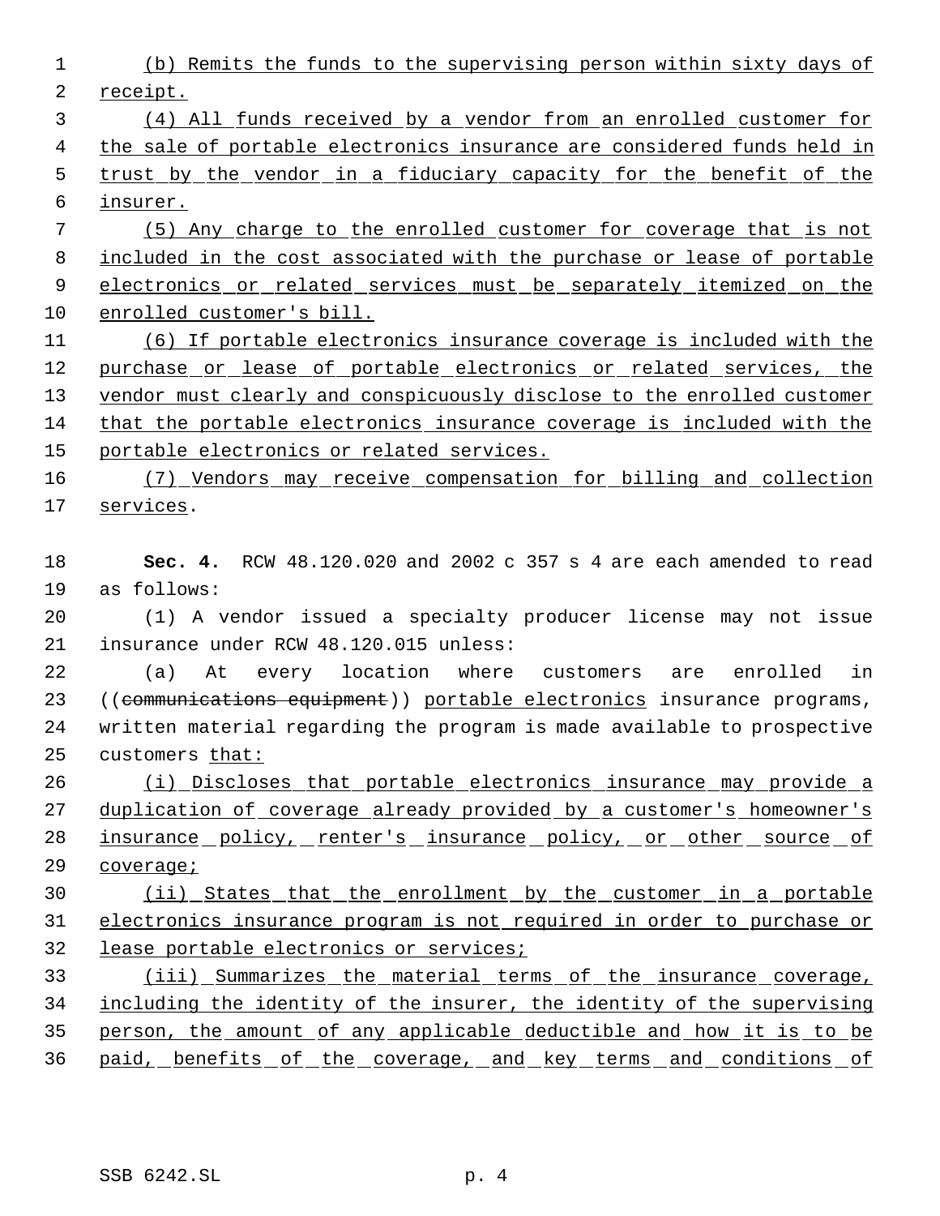(b) Remits the funds to the supervising person within sixty days of receipt.

(4) All funds received by a vendor from an enrolled customer for the sale of portable electronics insurance are considered funds held in trust by the vendor in a fiduciary capacity for the benefit of the insurer.

(5) Any charge to the enrolled customer for coverage that is not included in the cost associated with the purchase or lease of portable electronics or related services must be separately itemized on the enrolled customer's bill.

(6) If portable electronics insurance coverage is included with the purchase or lease of portable electronics or related services, the vendor must clearly and conspicuously disclose to the enrolled customer that the portable electronics insurance coverage is included with the portable electronics or related services.

(7) Vendors may receive compensation for billing and collection services.

**Sec. 4.** RCW 48.120.020 and 2002 c 357 s 4 are each amended to read as follows:

(1) A vendor issued a specialty producer license may not issue insurance under RCW 48.120.015 unless:

(a) At every location where customers are enrolled in ((~~communications equipment~~)) portable electronics insurance programs, written material regarding the program is made available to prospective customers that:

(i) Discloses that portable electronics insurance may provide a duplication of coverage already provided by a customer's homeowner's insurance policy, renter's insurance policy, or other source of coverage;

(ii) States that the enrollment by the customer in a portable electronics insurance program is not required in order to purchase or lease portable electronics or services;

(iii) Summarizes the material terms of the insurance coverage, including the identity of the insurer, the identity of the supervising person, the amount of any applicable deductible and how it is to be paid, benefits of the coverage, and key terms and conditions of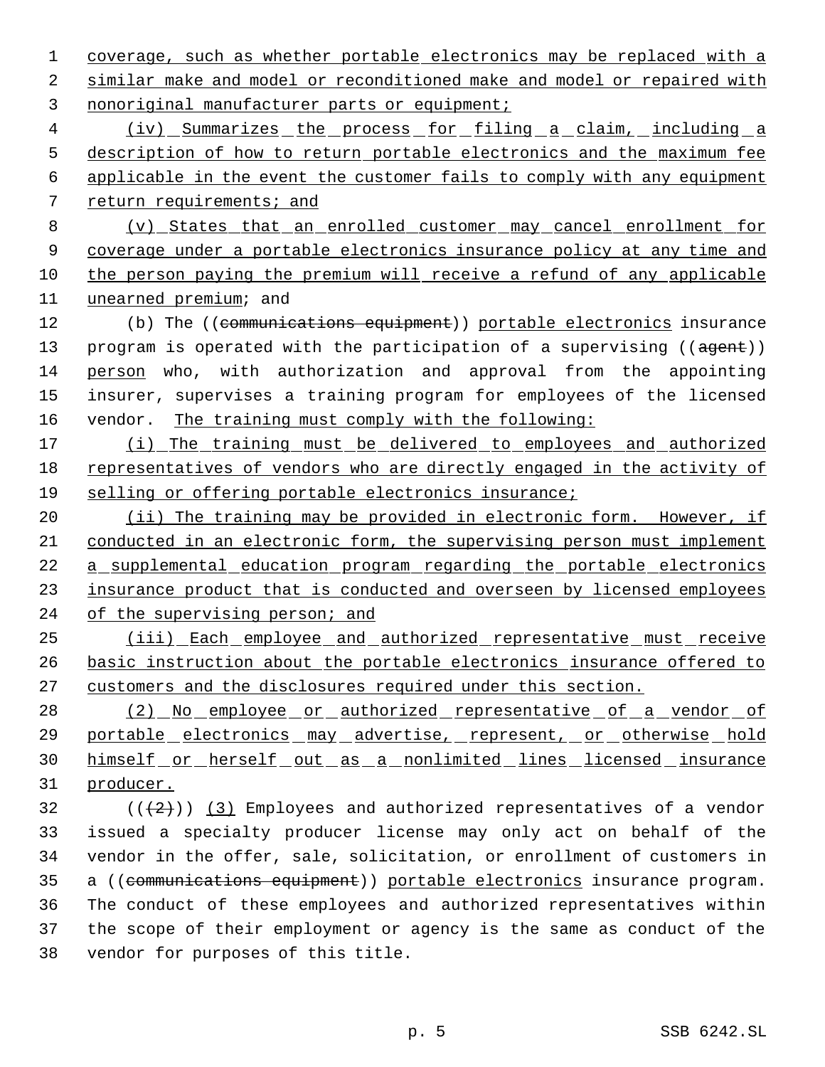coverage, such as whether portable electronics may be replaced with a similar make and model or reconditioned make and model or repaired with nonoriginal manufacturer parts or equipment;

(iv) Summarizes the process for filing a claim, including a description of how to return portable electronics and the maximum fee applicable in the event the customer fails to comply with any equipment return requirements; and

(v) States that an enrolled customer may cancel enrollment for coverage under a portable electronics insurance policy at any time and the person paying the premium will receive a refund of any applicable unearned premium; and

(b) The ((communications equipment)) portable electronics insurance program is operated with the participation of a supervising ((agent)) person who, with authorization and approval from the appointing insurer, supervises a training program for employees of the licensed vendor. The training must comply with the following:

(i) The training must be delivered to employees and authorized representatives of vendors who are directly engaged in the activity of selling or offering portable electronics insurance;

(ii) The training may be provided in electronic form. However, if conducted in an electronic form, the supervising person must implement a supplemental education program regarding the portable electronics insurance product that is conducted and overseen by licensed employees of the supervising person; and

(iii) Each employee and authorized representative must receive basic instruction about the portable electronics insurance offered to customers and the disclosures required under this section.

(2) No employee or authorized representative of a vendor of portable electronics may advertise, represent, or otherwise hold himself or herself out as a nonlimited lines licensed insurance producer.

(((2))) (3) Employees and authorized representatives of a vendor issued a specialty producer license may only act on behalf of the vendor in the offer, sale, solicitation, or enrollment of customers in a ((communications equipment)) portable electronics insurance program. The conduct of these employees and authorized representatives within the scope of their employment or agency is the same as conduct of the vendor for purposes of this title.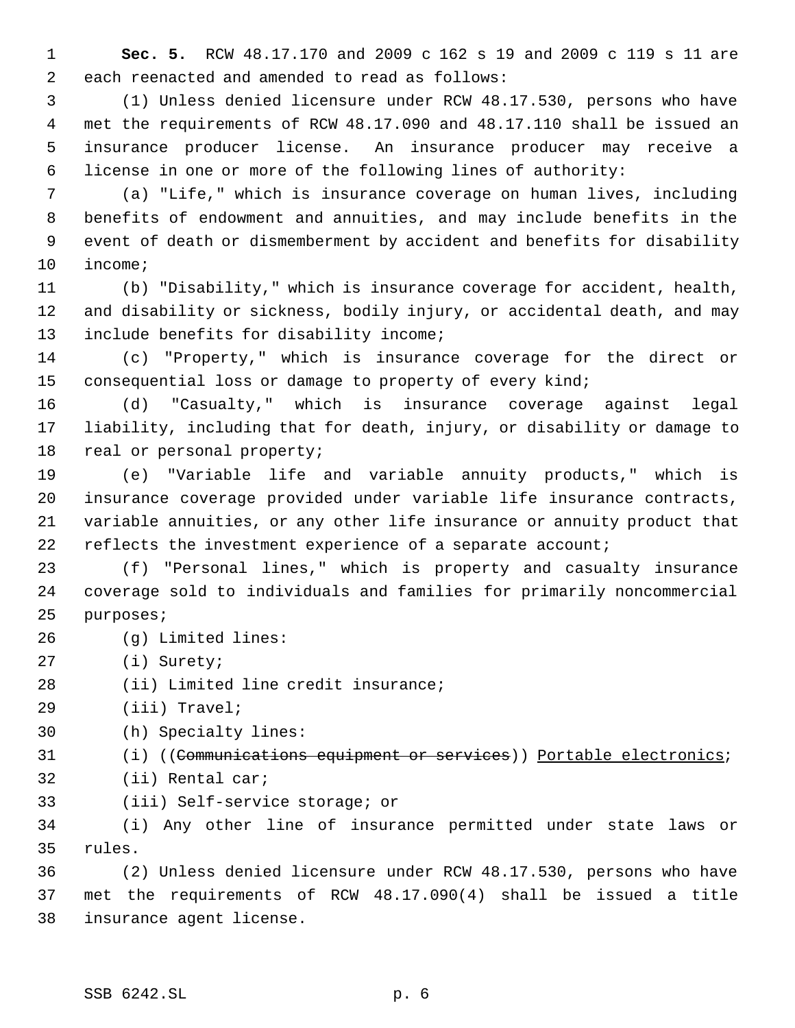**Sec. 5.** RCW 48.17.170 and 2009 c 162 s 19 and 2009 c 119 s 11 are each reenacted and amended to read as follows:

(1) Unless denied licensure under RCW 48.17.530, persons who have met the requirements of RCW 48.17.090 and 48.17.110 shall be issued an insurance producer license. An insurance producer may receive a license in one or more of the following lines of authority:

(a) "Life," which is insurance coverage on human lives, including benefits of endowment and annuities, and may include benefits in the event of death or dismemberment by accident and benefits for disability income;

(b) "Disability," which is insurance coverage for accident, health, and disability or sickness, bodily injury, or accidental death, and may include benefits for disability income;

(c) "Property," which is insurance coverage for the direct or consequential loss or damage to property of every kind;

(d) "Casualty," which is insurance coverage against legal liability, including that for death, injury, or disability or damage to real or personal property;

(e) "Variable life and variable annuity products," which is insurance coverage provided under variable life insurance contracts, variable annuities, or any other life insurance or annuity product that reflects the investment experience of a separate account;

(f) "Personal lines," which is property and casualty insurance coverage sold to individuals and families for primarily noncommercial purposes;

(g) Limited lines:

(i) Surety;

(ii) Limited line credit insurance;

(iii) Travel;

(h) Specialty lines:

(i) ((~~Communications equipment or services~~)) Portable electronics;

(ii) Rental car;

(iii) Self-service storage; or

(i) Any other line of insurance permitted under state laws or rules.

(2) Unless denied licensure under RCW 48.17.530, persons who have met the requirements of RCW 48.17.090(4) shall be issued a title insurance agent license.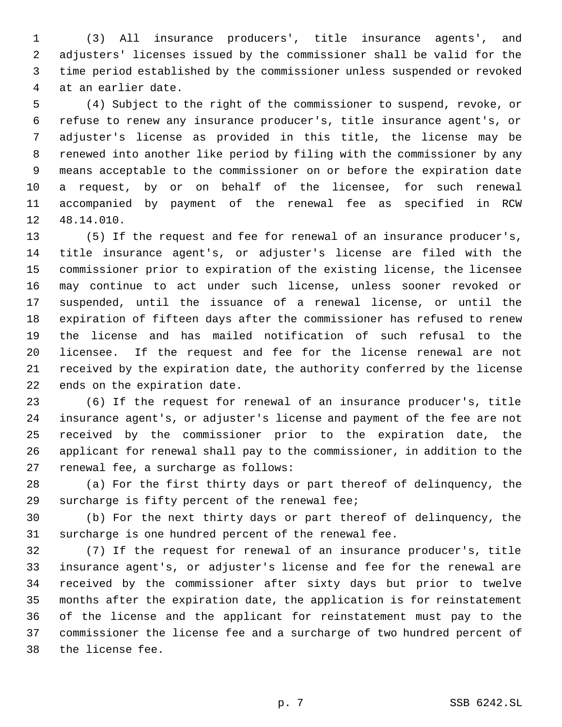(3) All insurance producers', title insurance agents', and adjusters' licenses issued by the commissioner shall be valid for the time period established by the commissioner unless suspended or revoked at an earlier date.

(4) Subject to the right of the commissioner to suspend, revoke, or refuse to renew any insurance producer's, title insurance agent's, or adjuster's license as provided in this title, the license may be renewed into another like period by filing with the commissioner by any means acceptable to the commissioner on or before the expiration date a request, by or on behalf of the licensee, for such renewal accompanied by payment of the renewal fee as specified in RCW 48.14.010.

(5) If the request and fee for renewal of an insurance producer's, title insurance agent's, or adjuster's license are filed with the commissioner prior to expiration of the existing license, the licensee may continue to act under such license, unless sooner revoked or suspended, until the issuance of a renewal license, or until the expiration of fifteen days after the commissioner has refused to renew the license and has mailed notification of such refusal to the licensee. If the request and fee for the license renewal are not received by the expiration date, the authority conferred by the license ends on the expiration date.

(6) If the request for renewal of an insurance producer's, title insurance agent's, or adjuster's license and payment of the fee are not received by the commissioner prior to the expiration date, the applicant for renewal shall pay to the commissioner, in addition to the renewal fee, a surcharge as follows:

(a) For the first thirty days or part thereof of delinquency, the surcharge is fifty percent of the renewal fee;

(b) For the next thirty days or part thereof of delinquency, the surcharge is one hundred percent of the renewal fee.

(7) If the request for renewal of an insurance producer's, title insurance agent's, or adjuster's license and fee for the renewal are received by the commissioner after sixty days but prior to twelve months after the expiration date, the application is for reinstatement of the license and the applicant for reinstatement must pay to the commissioner the license fee and a surcharge of two hundred percent of the license fee.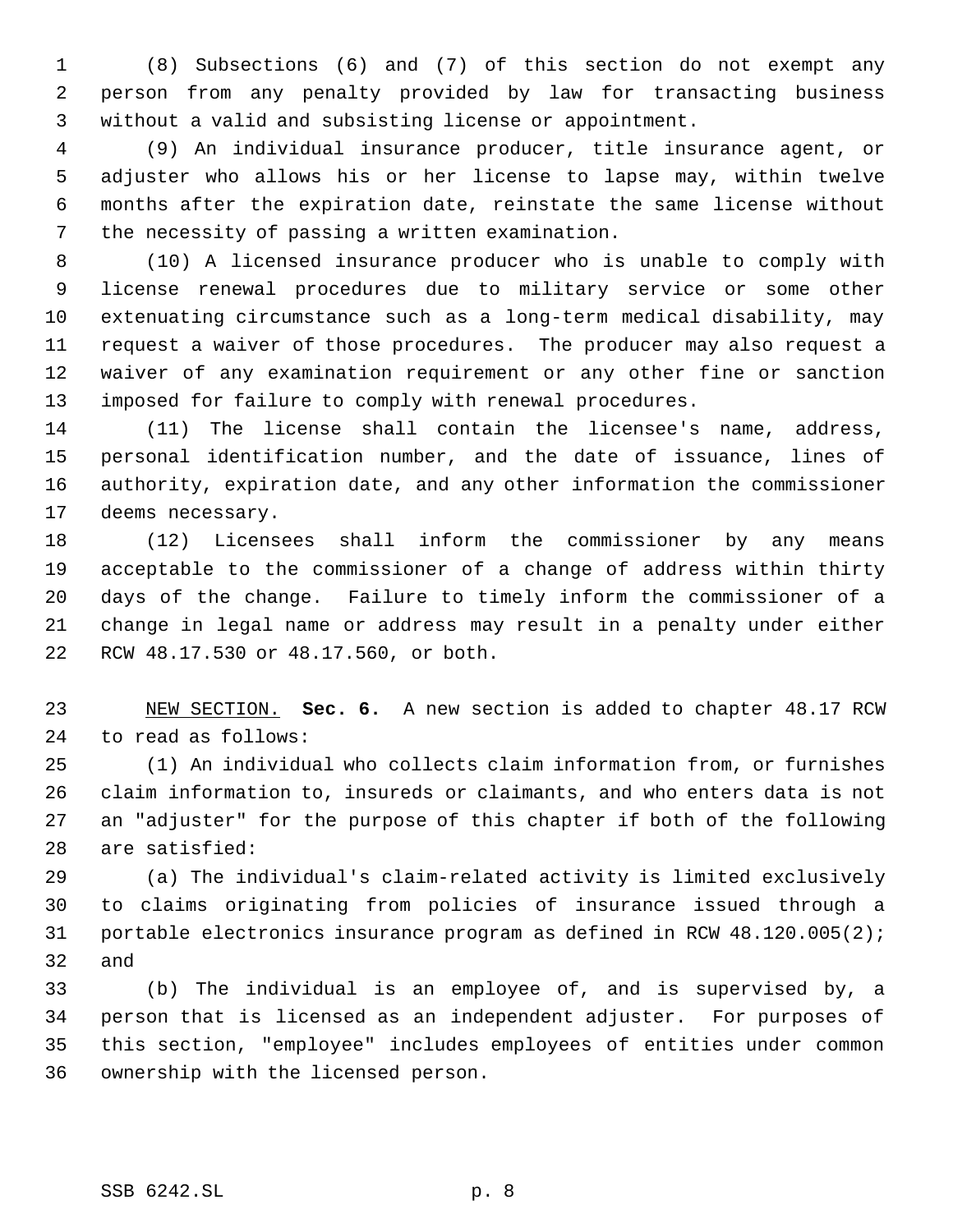(8) Subsections (6) and (7) of this section do not exempt any person from any penalty provided by law for transacting business without a valid and subsisting license or appointment.

(9) An individual insurance producer, title insurance agent, or adjuster who allows his or her license to lapse may, within twelve months after the expiration date, reinstate the same license without the necessity of passing a written examination.

(10) A licensed insurance producer who is unable to comply with license renewal procedures due to military service or some other extenuating circumstance such as a long-term medical disability, may request a waiver of those procedures. The producer may also request a waiver of any examination requirement or any other fine or sanction imposed for failure to comply with renewal procedures.

(11) The license shall contain the licensee's name, address, personal identification number, and the date of issuance, lines of authority, expiration date, and any other information the commissioner deems necessary.

(12) Licensees shall inform the commissioner by any means acceptable to the commissioner of a change of address within thirty days of the change. Failure to timely inform the commissioner of a change in legal name or address may result in a penalty under either RCW 48.17.530 or 48.17.560, or both.

NEW SECTION. **Sec. 6.** A new section is added to chapter 48.17 RCW to read as follows:

(1) An individual who collects claim information from, or furnishes claim information to, insureds or claimants, and who enters data is not an "adjuster" for the purpose of this chapter if both of the following are satisfied:

(a) The individual's claim-related activity is limited exclusively to claims originating from policies of insurance issued through a portable electronics insurance program as defined in RCW 48.120.005(2); and

(b) The individual is an employee of, and is supervised by, a person that is licensed as an independent adjuster. For purposes of this section, "employee" includes employees of entities under common ownership with the licensed person.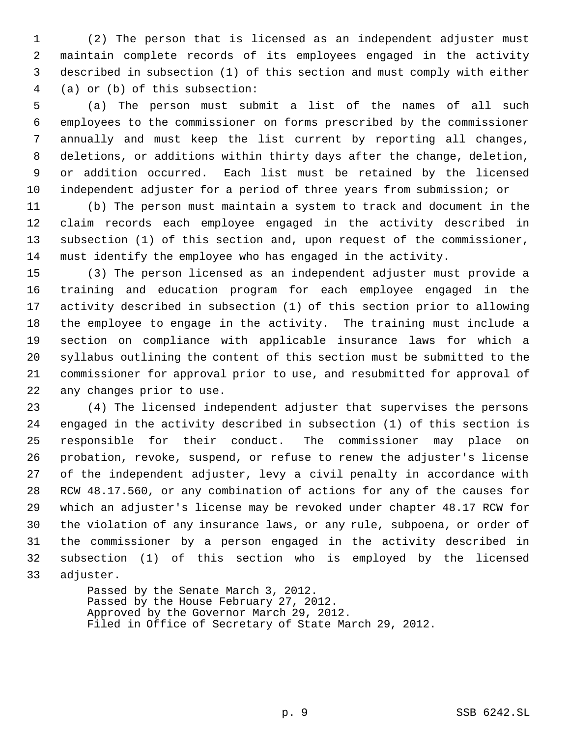(2) The person that is licensed as an independent adjuster must maintain complete records of its employees engaged in the activity described in subsection (1) of this section and must comply with either (a) or (b) of this subsection:

(a) The person must submit a list of the names of all such employees to the commissioner on forms prescribed by the commissioner annually and must keep the list current by reporting all changes, deletions, or additions within thirty days after the change, deletion, or addition occurred. Each list must be retained by the licensed independent adjuster for a period of three years from submission; or

(b) The person must maintain a system to track and document in the claim records each employee engaged in the activity described in subsection (1) of this section and, upon request of the commissioner, must identify the employee who has engaged in the activity.

(3) The person licensed as an independent adjuster must provide a training and education program for each employee engaged in the activity described in subsection (1) of this section prior to allowing the employee to engage in the activity. The training must include a section on compliance with applicable insurance laws for which a syllabus outlining the content of this section must be submitted to the commissioner for approval prior to use, and resubmitted for approval of any changes prior to use.

(4) The licensed independent adjuster that supervises the persons engaged in the activity described in subsection (1) of this section is responsible for their conduct. The commissioner may place on probation, revoke, suspend, or refuse to renew the adjuster's license of the independent adjuster, levy a civil penalty in accordance with RCW 48.17.560, or any combination of actions for any of the causes for which an adjuster's license may be revoked under chapter 48.17 RCW for the violation of any insurance laws, or any rule, subpoena, or order of the commissioner by a person engaged in the activity described in subsection (1) of this section who is employed by the licensed adjuster.

Passed by the Senate March 3, 2012.
Passed by the House February 27, 2012.
Approved by the Governor March 29, 2012.
Filed in Office of Secretary of State March 29, 2012.